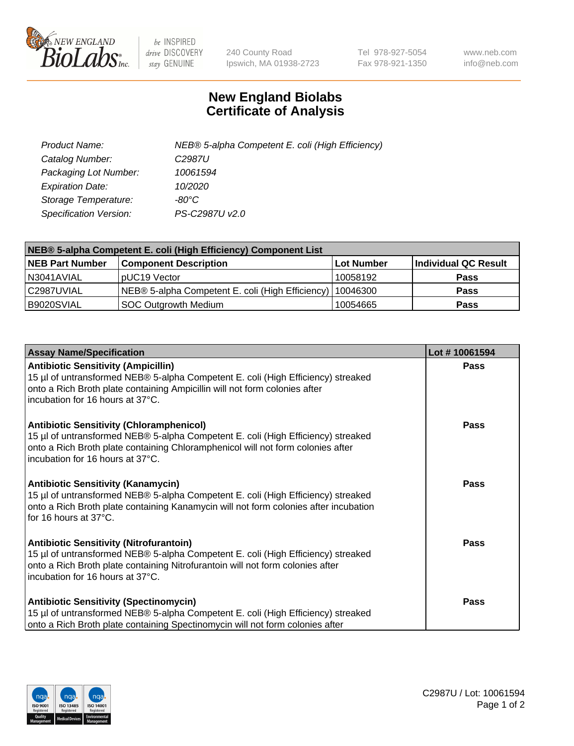# New England Biolabs Certificate of Analysis

| | |
|---|---|
| *Product Name:* | *NEB® 5-alpha Competent E. coli (High Efficiency)* |
| *Catalog Number:* | *C2987U* |
| *Packaging Lot Number:* | *10061594* |
| *Expiration Date:* | *10/2020* |
| *Storage Temperature:* | *-80°C* |
| *Specification Version:* | *PS-C2987U v2.0* |

| NEB® 5-alpha Competent E. coli (High Efficiency) Component List | | | |
|---|---|---|---|
| **NEB Part Number** | **Component Description** | **Lot Number** | **Individual QC Result** |
| N3041AVIAL | pUC19 Vector | 10058192 | **Pass** |
| C2987UVIAL | NEB® 5-alpha Competent E. coli (High Efficiency) | 10046300 | **Pass** |
| B9020SVIAL | SOC Outgrowth Medium | 10054665 | **Pass** |

| Assay Name/Specification | Lot # 10061594 |
|---|---|
| **Antibiotic Sensitivity (Ampicillin)**<br>15 µl of untransformed NEB® 5-alpha Competent E. coli (High Efficiency) streaked onto a Rich Broth plate containing Ampicillin will not form colonies after incubation for 16 hours at 37°C. | **Pass** |
| **Antibiotic Sensitivity (Chloramphenicol)**<br>15 µl of untransformed NEB® 5-alpha Competent E. coli (High Efficiency) streaked onto a Rich Broth plate containing Chloramphenicol will not form colonies after incubation for 16 hours at 37°C. | **Pass** |
| **Antibiotic Sensitivity (Kanamycin)**<br>15 µl of untransformed NEB® 5-alpha Competent E. coli (High Efficiency) streaked onto a Rich Broth plate containing Kanamycin will not form colonies after incubation for 16 hours at 37°C. | **Pass** |
| **Antibiotic Sensitivity (Nitrofurantoin)**<br>15 µl of untransformed NEB® 5-alpha Competent E. coli (High Efficiency) streaked onto a Rich Broth plate containing Nitrofurantoin will not form colonies after incubation for 16 hours at 37°C. | **Pass** |
| **Antibiotic Sensitivity (Spectinomycin)**<br>15 µl of untransformed NEB® 5-alpha Competent E. coli (High Efficiency) streaked onto a Rich Broth plate containing Spectinomycin will not form colonies after | **Pass** |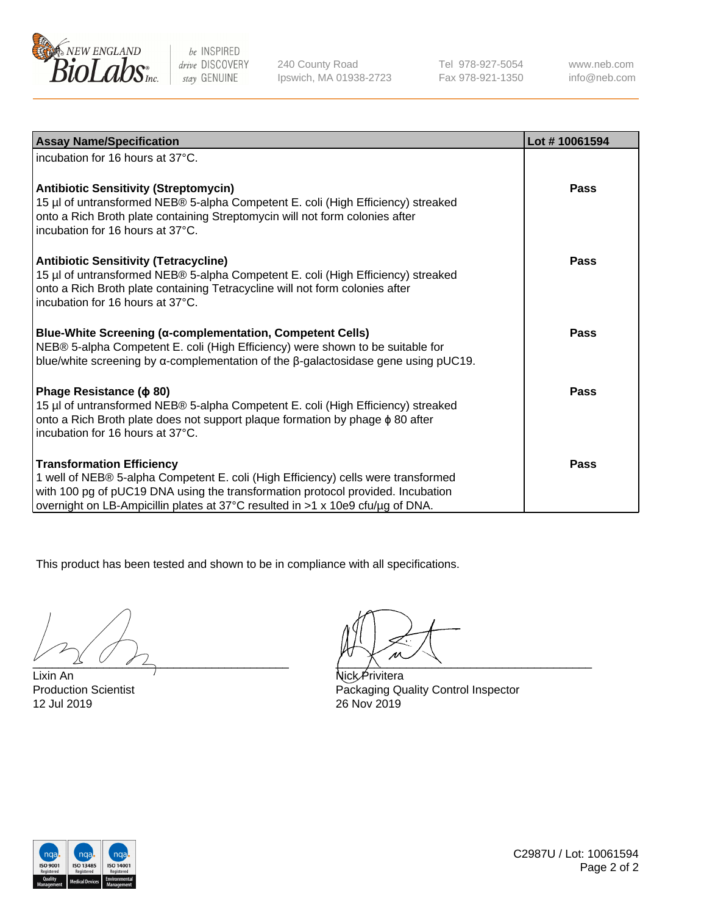| Assay Name/Specification | Lot # 10061594 |
| --- | --- |
| incubation for 16 hours at 37°C. | |
| **Antibiotic Sensitivity (Streptomycin)**<br>15 µl of untransformed NEB® 5-alpha Competent E. coli (High Efficiency) streaked onto a Rich Broth plate containing Streptomycin will not form colonies after incubation for 16 hours at 37°C. | Pass |
| **Antibiotic Sensitivity (Tetracycline)**<br>15 µl of untransformed NEB® 5-alpha Competent E. coli (High Efficiency) streaked onto a Rich Broth plate containing Tetracycline will not form colonies after incubation for 16 hours at 37°C. | Pass |
| **Blue-White Screening (α-complementation, Competent Cells)**<br>NEB® 5-alpha Competent E. coli (High Efficiency) were shown to be suitable for blue/white screening by α-complementation of the β-galactosidase gene using pUC19. | Pass |
| **Phage Resistance (ϕ 80)**<br>15 µl of untransformed NEB® 5-alpha Competent E. coli (High Efficiency) streaked onto a Rich Broth plate does not support plaque formation by phage ϕ 80 after incubation for 16 hours at 37°C. | Pass |
| **Transformation Efficiency**<br>1 well of NEB® 5-alpha Competent E. coli (High Efficiency) cells were transformed with 100 pg of pUC19 DNA using the transformation protocol provided. Incubation overnight on LB-Ampicillin plates at 37°C resulted in >1 x 10e9 cfu/µg of DNA. | Pass |

This product has been tested and shown to be in compliance with all specifications.

Lixin An
Production Scientist
12 Jul 2019

Nick Privitera
Packaging Quality Control Inspector
26 Nov 2019

C2987U / Lot: 10061594